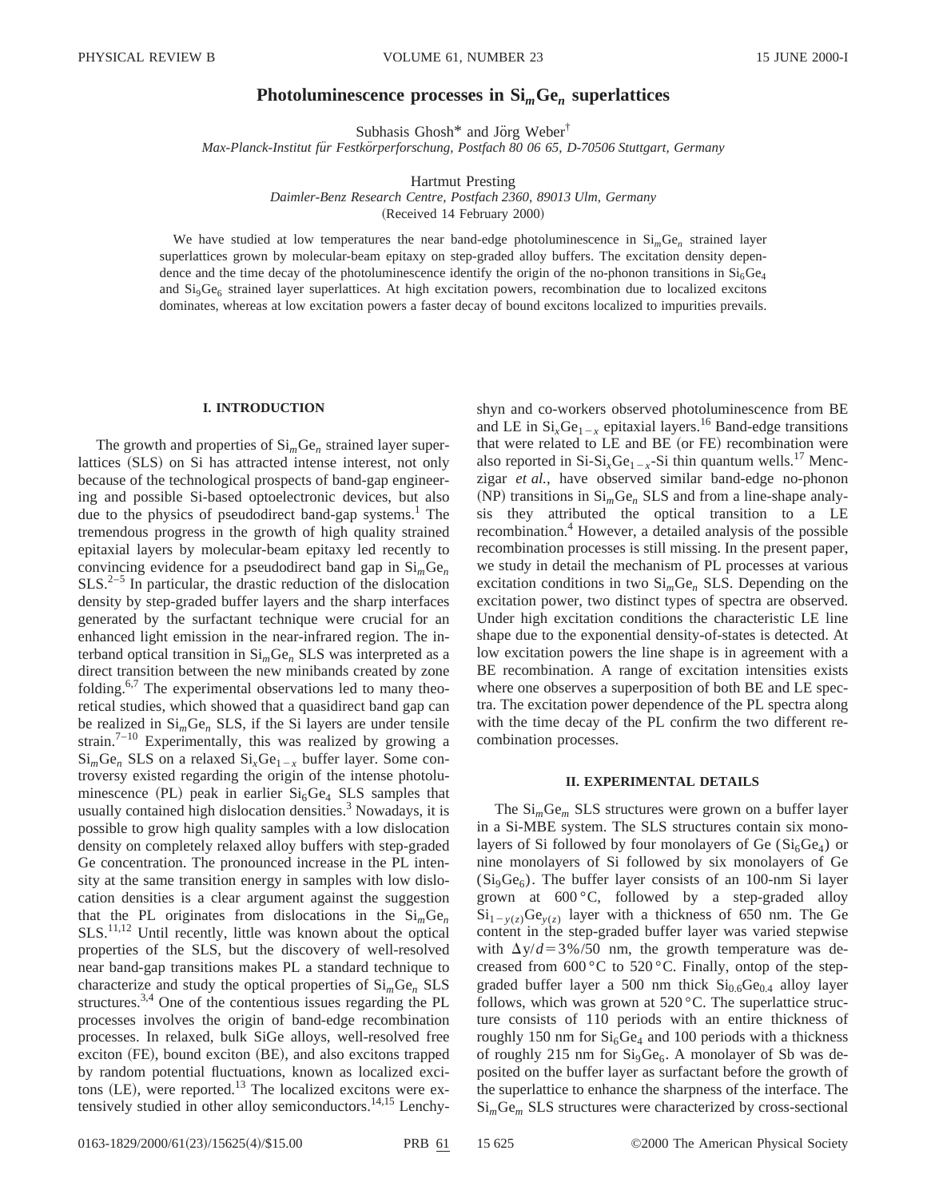# Photoluminescence processes in $Si_mGe_n$ superlattices

Subhasis Ghosh* and Jörg Weber†

*Max-Planck-Institut für Festkörperforschung, Postfach 80 06 65, D-70506 Stuttgart, Germany*

Hartmut Presting

*Daimler-Benz Research Centre, Postfach 2360, 89013 Ulm, Germany*

(Received 14 February 2000)

We have studied at low temperatures the near band-edge photoluminescence in $Si_mGe_n$ strained layer superlattices grown by molecular-beam epitaxy on step-graded alloy buffers. The excitation density dependence and the time decay of the photoluminescence identify the origin of the no-phonon transitions in $Si_6Ge_4$ and $Si_9Ge_6$ strained layer superlattices. At high excitation powers, recombination due to localized excitons dominates, whereas at low excitation powers a faster decay of bound excitons localized to impurities prevails.

## I. INTRODUCTION

The growth and properties of $Si_mGe_n$ strained layer superlattices (SLS) on Si has attracted intense interest, not only because of the technological prospects of band-gap engineering and possible Si-based optoelectronic devices, but also due to the physics of pseudodirect band-gap systems.[1] The tremendous progress in the growth of high quality strained epitaxial layers by molecular-beam epitaxy led recently to convincing evidence for a pseudodirect band gap in $Si_mGe_n$ SLS.[2–5] In particular, the drastic reduction of the dislocation density by step-graded buffer layers and the sharp interfaces generated by the surfactant technique were crucial for an enhanced light emission in the near-infrared region. The interband optical transition in $Si_mGe_n$ SLS was interpreted as a direct transition between the new minibands created by zone folding.[6,7] The experimental observations led to many theoretical studies, which showed that a quasidirect band gap can be realized in $Si_mGe_n$ SLS, if the Si layers are under tensile strain.[7–10] Experimentally, this was realized by growing a $Si_mGe_n$ SLS on a relaxed $Si_xGe_{1-x}$ buffer layer. Some controversy existed regarding the origin of the intense photoluminescence (PL) peak in earlier $Si_6Ge_4$ SLS samples that usually contained high dislocation densities.[3] Nowadays, it is possible to grow high quality samples with a low dislocation density on completely relaxed alloy buffers with step-graded Ge concentration. The pronounced increase in the PL intensity at the same transition energy in samples with low dislocation densities is a clear argument against the suggestion that the PL originates from dislocations in the $Si_mGe_n$ SLS.[11,12] Until recently, little was known about the optical properties of the SLS, but the discovery of well-resolved near band-gap transitions makes PL a standard technique to characterize and study the optical properties of $Si_mGe_n$ SLS structures.[3,4] One of the contentious issues regarding the PL processes involves the origin of band-edge recombination processes. In relaxed, bulk SiGe alloys, well-resolved free exciton (FE), bound exciton (BE), and also excitons trapped by random potential fluctuations, known as localized excitons (LE), were reported.[13] The localized excitons were extensively studied in other alloy semiconductors.[14,15] Lenchyshyn and co-workers observed photoluminescence from BE and LE in $Si_xGe_{1-x}$ epitaxial layers.[16] Band-edge transitions that were related to LE and BE (or FE) recombination were also reported in Si-$Si_xGe_{1-x}$-Si thin quantum wells.[17] Menczigar *et al.*, have observed similar band-edge no-phonon (NP) transitions in $Si_mGe_n$ SLS and from a line-shape analysis they attributed the optical transition to a LE recombination.[4] However, a detailed analysis of the possible recombination processes is still missing. In the present paper, we study in detail the mechanism of PL processes at various excitation conditions in two $Si_mGe_n$ SLS. Depending on the excitation power, two distinct types of spectra are observed. Under high excitation conditions the characteristic LE line shape due to the exponential density-of-states is detected. At low excitation powers the line shape is in agreement with a BE recombination. A range of excitation intensities exists where one observes a superposition of both BE and LE spectra. The excitation power dependence of the PL spectra along with the time decay of the PL confirm the two different recombination processes.

## II. EXPERIMENTAL DETAILS

The $Si_mGe_m$ SLS structures were grown on a buffer layer in a Si-MBE system. The SLS structures contain six monolayers of Si followed by four monolayers of Ge ($Si_6Ge_4$) or nine monolayers of Si followed by six monolayers of Ge ($Si_9Ge_6$). The buffer layer consists of an 100-nm Si layer grown at 600 °C, followed by a step-graded alloy $Si_{1-y(z)}Ge_{y(z)}$ layer with a thickness of 650 nm. The Ge content in the step-graded buffer layer was varied stepwise with $\Delta y/d = 3\%/50$ nm, the growth temperature was decreased from 600 °C to 520 °C. Finally, ontop of the step-graded buffer layer a 500 nm thick $Si_{0.6}Ge_{0.4}$ alloy layer follows, which was grown at 520 °C. The superlattice structure consists of 110 periods with an entire thickness of roughly 150 nm for $Si_6Ge_4$ and 100 periods with a thickness of roughly 215 nm for $Si_9Ge_6$. A monolayer of Sb was deposited on the buffer layer as surfactant before the growth of the superlattice to enhance the sharpness of the interface. The $Si_mGe_m$ SLS structures were characterized by cross-sectional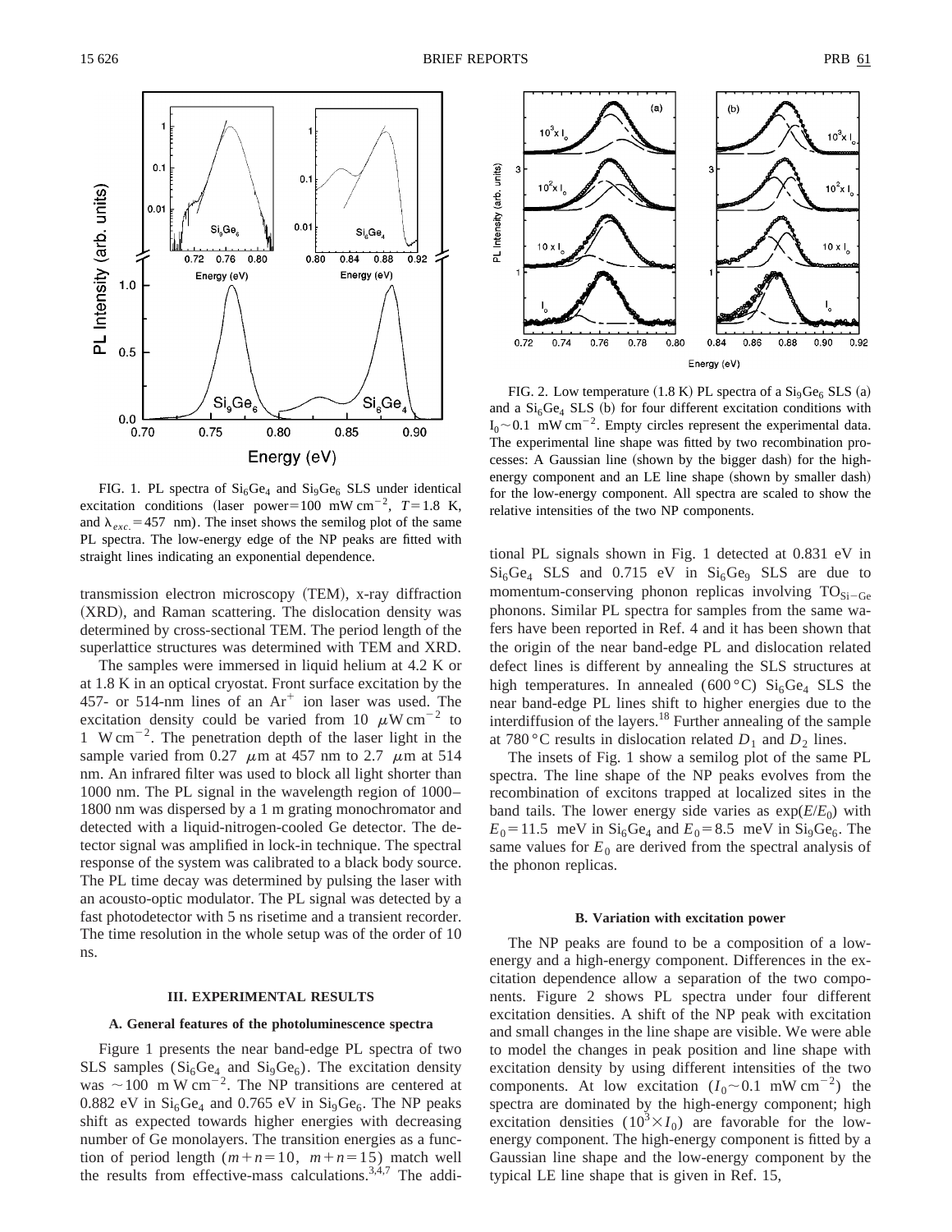FIG. 1. PL spectra of $Si_6Ge_4$ and $Si_9Ge_6$ SLS under identical excitation conditions (laser power=100 mW cm$^{-2}$, $T$=1.8 K, and $\lambda_{exc.}$=457 nm). The inset shows the semilog plot of the same PL spectra. The low-energy edge of the NP peaks are fitted with straight lines indicating an exponential dependence.

transmission electron microscopy (TEM), x-ray diffraction (XRD), and Raman scattering. The dislocation density was determined by cross-sectional TEM. The period length of the superlattice structures was determined with TEM and XRD.

The samples were immersed in liquid helium at 4.2 K or at 1.8 K in an optical cryostat. Front surface excitation by the 457- or 514-nm lines of an $Ar^+$ ion laser was used. The excitation density could be varied from 10 $\mu$W cm$^{-2}$ to 1 W cm$^{-2}$. The penetration depth of the laser light in the sample varied from 0.27 $\mu$m at 457 nm to 2.7 $\mu$m at 514 nm. An infrared filter was used to block all light shorter than 1000 nm. The PL signal in the wavelength region of 1000–1800 nm was dispersed by a 1 m grating monochromator and detected with a liquid-nitrogen-cooled Ge detector. The detector signal was amplified in lock-in technique. The spectral response of the system was calibrated to a black body source. The PL time decay was determined by pulsing the laser with an acousto-optic modulator. The PL signal was detected by a fast photodetector with 5 ns risetime and a transient recorder. The time resolution in the whole setup was of the order of 10 ns.

## III. EXPERIMENTAL RESULTS

### A. General features of the photoluminescence spectra

Figure 1 presents the near band-edge PL spectra of two SLS samples ($Si_6Ge_4$ and $Si_9Ge_6$). The excitation density was ~100 m W cm$^{-2}$. The NP transitions are centered at 0.882 eV in $Si_6Ge_4$ and 0.765 eV in $Si_9Ge_6$. The NP peaks shift as expected towards higher energies with decreasing number of Ge monolayers. The transition energies as a function of period length ($m+n=10$, $m+n=15$) match well the results from effective-mass calculations.[3,4,7] The additional PL signals shown in Fig. 1 detected at 0.831 eV in $Si_6Ge_4$ SLS and 0.715 eV in $Si_6Ge_9$ SLS are due to momentum-conserving phonon replicas involving $TO_{Si-Ge}$ phonons. Similar PL spectra for samples from the same wafers have been reported in Ref. 4 and it has been shown that the origin of the near band-edge PL and dislocation related defect lines is different by annealing the SLS structures at high temperatures. In annealed (600 °C) $Si_6Ge_4$ SLS the near band-edge PL lines shift to higher energies due to the interdiffusion of the layers.[18] Further annealing of the sample at 780 °C results in dislocation related $D_1$ and $D_2$ lines.

The insets of Fig. 1 show a semilog plot of the same PL spectra. The line shape of the NP peaks evolves from the recombination of excitons trapped at localized sites in the band tails. The lower energy side varies as $\exp(E/E_0)$ with $E_0$=11.5 meV in $Si_6Ge_4$ and $E_0$=8.5 meV in $Si_9Ge_6$. The same values for $E_0$ are derived from the spectral analysis of the phonon replicas.

FIG. 2. Low temperature (1.8 K) PL spectra of a $Si_9Ge_6$ SLS (a) and a $Si_6Ge_4$ SLS (b) for four different excitation conditions with $I_0$~0.1 mW cm$^{-2}$. Empty circles represent the experimental data. The experimental line shape was fitted by two recombination processes: A Gaussian line (shown by the bigger dash) for the high-energy component and an LE line shape (shown by smaller dash) for the low-energy component. All spectra are scaled to show the relative intensities of the two NP components.

### B. Variation with excitation power

The NP peaks are found to be a composition of a low-energy and a high-energy component. Differences in the excitation dependence allow a separation of the two components. Figure 2 shows PL spectra under four different excitation densities. A shift of the NP peak with excitation and small changes in the line shape are visible. We were able to model the changes in peak position and line shape with excitation density by using different intensities of the two components. At low excitation ($I_0$~0.1 mW cm$^{-2}$) the spectra are dominated by the high-energy component; high excitation densities ($10^3 \times I_0$) are favorable for the low-energy component. The high-energy component is fitted by a Gaussian line shape and the low-energy component by the typical LE line shape that is given in Ref. 15,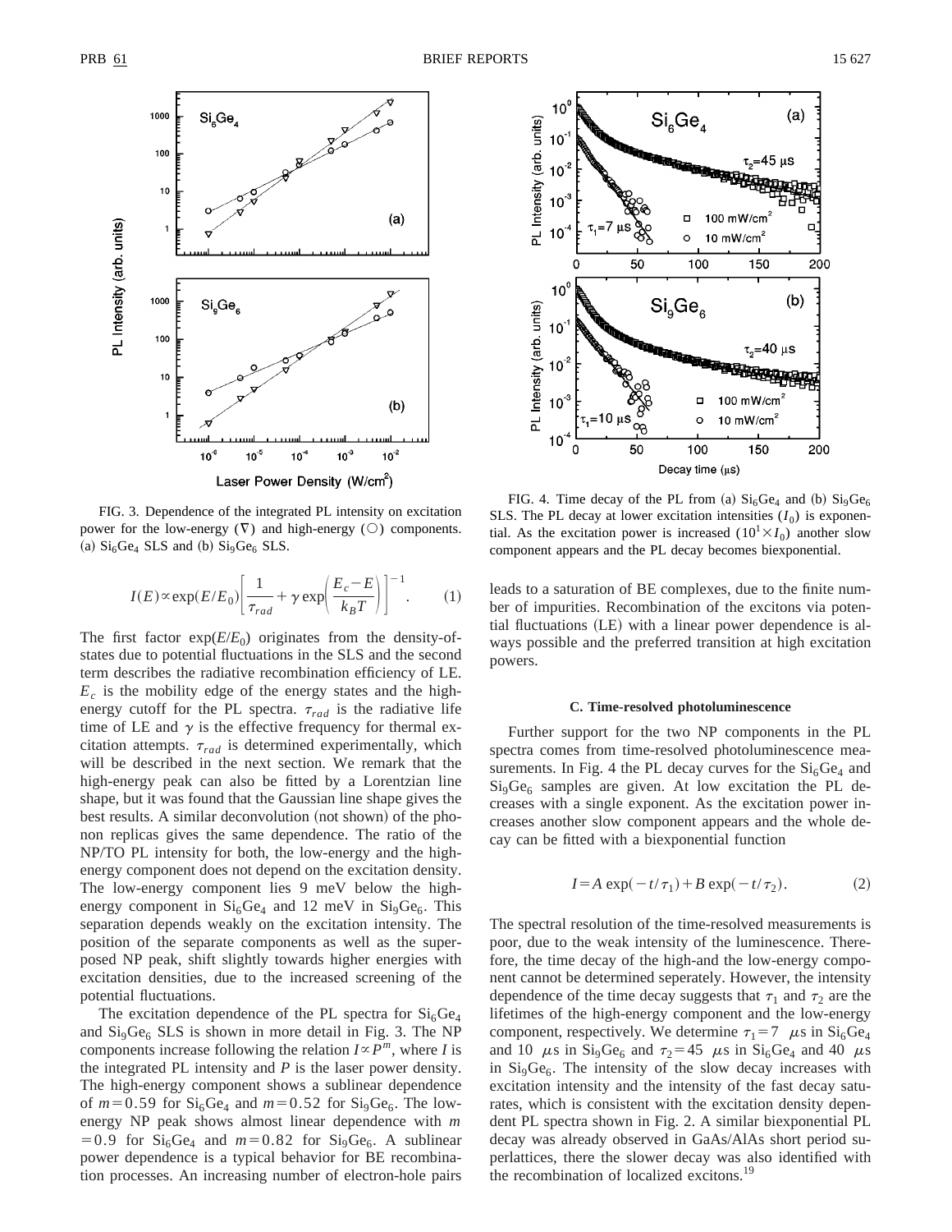FIG. 3. Dependence of the integrated PL intensity on excitation power for the low-energy (∇) and high-energy (○) components. (a) $Si_6Ge_4$ SLS and (b) $Si_9Ge_6$ SLS.

$$I(E) \propto \exp(E/E_0)\left[\frac{1}{\tau_{rad}} + \gamma \exp\left(\frac{E_c - E}{k_B T}\right)\right]^{-1}. \quad (1)$$

The first factor $\exp(E/E_0)$ originates from the density-of-states due to potential fluctuations in the SLS and the second term describes the radiative recombination efficiency of LE. $E_c$ is the mobility edge of the energy states and the high-energy cutoff for the PL spectra. $\tau_{rad}$ is the radiative life time of LE and $\gamma$ is the effective frequency for thermal excitation attempts. $\tau_{rad}$ is determined experimentally, which will be described in the next section. We remark that the high-energy peak can also be fitted by a Lorentzian line shape, but it was found that the Gaussian line shape gives the best results. A similar deconvolution (not shown) of the phonon replicas gives the same dependence. The ratio of the NP/TO PL intensity for both, the low-energy and the high-energy component does not depend on the excitation density. The low-energy component lies 9 meV below the high-energy component in $Si_6Ge_4$ and 12 meV in $Si_9Ge_6$. This separation depends weakly on the excitation intensity. The position of the separate components as well as the superposed NP peak, shift slightly towards higher energies with excitation densities, due to the increased screening of the potential fluctuations.

The excitation dependence of the PL spectra for $Si_6Ge_4$ and $Si_9Ge_6$ SLS is shown in more detail in Fig. 3. The NP components increase following the relation $I \propto P^m$, where $I$ is the integrated PL intensity and $P$ is the laser power density. The high-energy component shows a sublinear dependence of $m = 0.59$ for $Si_6Ge_4$ and $m = 0.52$ for $Si_9Ge_6$. The low-energy NP peak shows almost linear dependence with $m = 0.9$ for $Si_6Ge_4$ and $m = 0.82$ for $Si_9Ge_6$. A sublinear power dependence is a typical behavior for BE recombination processes. An increasing number of electron-hole pairs leads to a saturation of BE complexes, due to the finite number of impurities. Recombination of the excitons via potential fluctuations (LE) with a linear power dependence is always possible and the preferred transition at high excitation powers.

FIG. 4. Time decay of the PL from (a) $Si_6Ge_4$ and (b) $Si_9Ge_6$ SLS. The PL decay at lower excitation intensities ($I_0$) is exponential. As the excitation power is increased ($10^1 \times I_0$) another slow component appears and the PL decay becomes biexponential.

### C. Time-resolved photoluminescence

Further support for the two NP components in the PL spectra comes from time-resolved photoluminescence measurements. In Fig. 4 the PL decay curves for the $Si_6Ge_4$ and $Si_9Ge_6$ samples are given. At low excitation the PL decreases with a single exponent. As the excitation power increases another slow component appears and the whole decay can be fitted with a biexponential function

$$I = A \exp(-t/\tau_1) + B \exp(-t/\tau_2). \quad (2)$$

The spectral resolution of the time-resolved measurements is poor, due to the weak intensity of the luminescence. Therefore, the time decay of the high-and the low-energy component cannot be determined seperately. However, the intensity dependence of the time decay suggests that $\tau_1$ and $\tau_2$ are the lifetimes of the high-energy component and the low-energy component, respectively. We determine $\tau_1 = 7$ $\mu$s in $Si_6Ge_4$ and 10 $\mu$s in $Si_9Ge_6$ and $\tau_2 = 45$ $\mu$s in $Si_6Ge_4$ and 40 $\mu$s in $Si_9Ge_6$. The intensity of the slow decay increases with excitation intensity and the intensity of the fast decay saturates, which is consistent with the excitation density dependent PL spectra shown in Fig. 2. A similar biexponential PL decay was already observed in GaAs/AlAs short period superlattices, there the slower decay was also identified with the recombination of localized excitons.[19]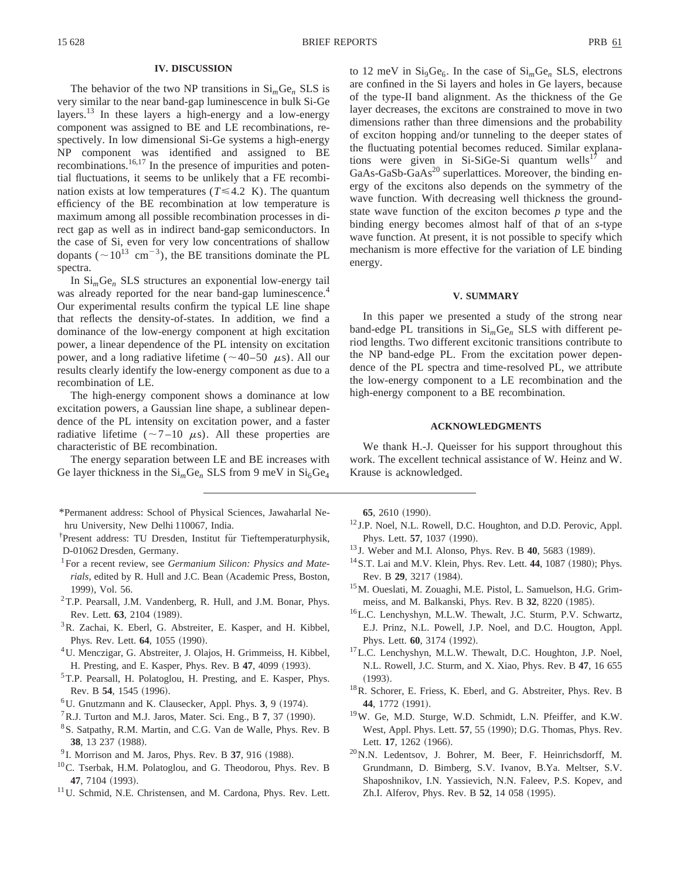## IV. DISCUSSION

The behavior of the two NP transitions in $Si_mGe_n$ SLS is very similar to the near band-gap luminescence in bulk Si-Ge layers.[13] In these layers a high-energy and a low-energy component was assigned to BE and LE recombinations, respectively. In low dimensional Si-Ge systems a high-energy NP component was identified and assigned to BE recombinations.[16,17] In the presence of impurities and potential fluctuations, it seems to be unlikely that a FE recombination exists at low temperatures ($T \leqslant 4.2$ K). The quantum efficiency of the BE recombination at low temperature is maximum among all possible recombination processes in direct gap as well as in indirect band-gap semiconductors. In the case of Si, even for very low concentrations of shallow dopants ($\sim 10^{13}$ $cm^{-3}$), the BE transitions dominate the PL spectra.

In $Si_mGe_n$ SLS structures an exponential low-energy tail was already reported for the near band-gap luminescence.[4] Our experimental results confirm the typical LE line shape that reflects the density-of-states. In addition, we find a dominance of the low-energy component at high excitation power, a linear dependence of the PL intensity on excitation power, and a long radiative lifetime ($\sim 40$–$50$ $\mu$s). All our results clearly identify the low-energy component as due to a recombination of LE.

The high-energy component shows a dominance at low excitation powers, a Gaussian line shape, a sublinear dependence of the PL intensity on excitation power, and a faster radiative lifetime ($\sim 7$–$10$ $\mu$s). All these properties are characteristic of BE recombination.

The energy separation between LE and BE increases with Ge layer thickness in the $Si_mGe_n$ SLS from 9 meV in $Si_6Ge_4$ to 12 meV in $Si_9Ge_6$. In the case of $Si_mGe_n$ SLS, electrons are confined in the Si layers and holes in Ge layers, because of the type-II band alignment. As the thickness of the Ge layer decreases, the excitons are constrained to move in two dimensions rather than three dimensions and the probability of exciton hopping and/or tunneling to the deeper states of the fluctuating potential becomes reduced. Similar explanations were given in Si-SiGe-Si quantum wells[17] and GaAs-GaSb-GaAs[20] superlattices. Moreover, the binding energy of the excitons also depends on the symmetry of the wave function. With decreasing well thickness the ground-state wave function of the exciton becomes *p* type and the binding energy becomes almost half of that of an *s*-type wave function. At present, it is not possible to specify which mechanism is more effective for the variation of LE binding energy.

## V. SUMMARY

In this paper we presented a study of the strong near band-edge PL transitions in $Si_mGe_n$ SLS with different period lengths. Two different excitonic transitions contribute to the NP band-edge PL. From the excitation power dependence of the PL spectra and time-resolved PL, we attribute the low-energy component to a LE recombination and the high-energy component to a BE recombination.

## ACKNOWLEDGMENTS

We thank H.-J. Queisser for his support throughout this work. The excellent technical assistance of W. Heinz and W. Krause is acknowledged.

---

*Permanent address: School of Physical Sciences, Jawaharlal Nehru University, New Delhi 110067, India.

†Present address: TU Dresden, Institut für Tieftemperaturphysik, D-01062 Dresden, Germany.

[1] For a recent review, see *Germanium Silicon: Physics and Materials*, edited by R. Hull and J.C. Bean (Academic Press, Boston, 1999), Vol. 56.

[2] T.P. Pearsall, J.M. Vandenberg, R. Hull, and J.M. Bonar, Phys. Rev. Lett. **63**, 2104 (1989).

[3] R. Zachai, K. Eberl, G. Abstreiter, E. Kasper, and H. Kibbel, Phys. Rev. Lett. **64**, 1055 (1990).

[4] U. Menczigar, G. Abstreiter, J. Olajos, H. Grimmeiss, H. Kibbel, H. Presting, and E. Kasper, Phys. Rev. B **47**, 4099 (1993).

[5] T.P. Pearsall, H. Polatoglou, H. Presting, and E. Kasper, Phys. Rev. B **54**, 1545 (1996).

[6] U. Gnutzmann and K. Clausecker, Appl. Phys. **3**, 9 (1974).

[7] R.J. Turton and M.J. Jaros, Mater. Sci. Eng., B **7**, 37 (1990).

[8] S. Satpathy, R.M. Martin, and C.G. Van de Walle, Phys. Rev. B **38**, 13 237 (1988).

[9] I. Morrison and M. Jaros, Phys. Rev. B **37**, 916 (1988).

[10] C. Tserbak, H.M. Polatoglou, and G. Theodorou, Phys. Rev. B **47**, 7104 (1993).

[11] U. Schmid, N.E. Christensen, and M. Cardona, Phys. Rev. Lett. **65**, 2610 (1990).

[12] J.P. Noel, N.L. Rowell, D.C. Houghton, and D.D. Perovic, Appl. Phys. Lett. **57**, 1037 (1990).

[13] J. Weber and M.I. Alonso, Phys. Rev. B **40**, 5683 (1989).

[14] S.T. Lai and M.V. Klein, Phys. Rev. Lett. **44**, 1087 (1980); Phys. Rev. B **29**, 3217 (1984).

[15] M. Oueslati, M. Zouaghi, M.E. Pistol, L. Samuelson, H.G. Grimmeiss, and M. Balkanski, Phys. Rev. B **32**, 8220 (1985).

[16] L.C. Lenchyshyn, M.L.W. Thewalt, J.C. Sturm, P.V. Schwartz, E.J. Prinz, N.L. Powell, J.P. Noel, and D.C. Hougton, Appl. Phys. Lett. **60**, 3174 (1992).

[17] L.C. Lenchyshyn, M.L.W. Thewalt, D.C. Houghton, J.P. Noel, N.L. Rowell, J.C. Sturm, and X. Xiao, Phys. Rev. B **47**, 16 655 (1993).

[18] R. Schorer, E. Friess, K. Eberl, and G. Abstreiter, Phys. Rev. B **44**, 1772 (1991).

[19] W. Ge, M.D. Sturge, W.D. Schmidt, L.N. Pfeiffer, and K.W. West, Appl. Phys. Lett. **57**, 55 (1990); D.G. Thomas, Phys. Rev. Lett. **17**, 1262 (1966).

[20] N.N. Ledentsov, J. Bohrer, M. Beer, F. Heinrichsdorff, M. Grundmann, D. Bimberg, S.V. Ivanov, B.Ya. Meltser, S.V. Shaposhnikov, I.N. Yassievich, N.N. Faleev, P.S. Kopev, and Zh.I. Alferov, Phys. Rev. B **52**, 14 058 (1995).